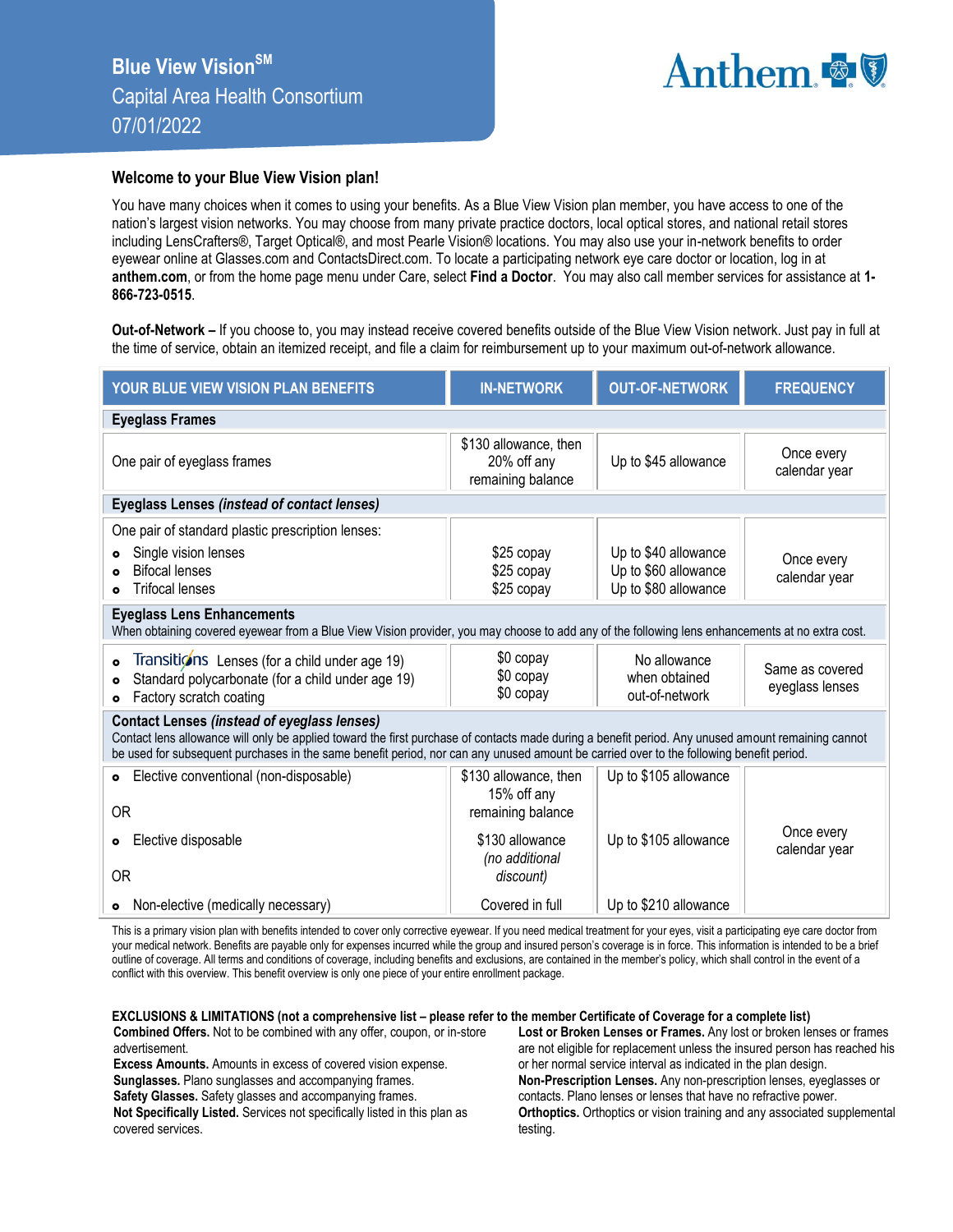# Blue View Vision[SM]

Capital Area Health Consortium

07/01/2022

## Welcome to your Blue View Vision plan!

You have many choices when it comes to using your benefits. As a Blue View Vision plan member, you have access to one of the nation's largest vision networks. You may choose from many private practice doctors, local optical stores, and national retail stores including LensCrafters®, Target Optical®, and most Pearle Vision® locations. You may also use your in-network benefits to order eyewear online at Glasses.com and ContactsDirect.com. To locate a participating network eye care doctor or location, log in at **anthem.com**, or from the home page menu under Care, select **Find a Doctor**. You may also call member services for assistance at **1-866-723-0515**.

**Out-of-Network –** If you choose to, you may instead receive covered benefits outside of the Blue View Vision network. Just pay in full at the time of service, obtain an itemized receipt, and file a claim for reimbursement up to your maximum out-of-network allowance.

| YOUR BLUE VIEW VISION PLAN BENEFITS | IN-NETWORK | OUT-OF-NETWORK | FREQUENCY |
|---|---|---|---|
| **Eyeglass Frames** | | | |
| One pair of eyeglass frames | $130 allowance, then 20% off any remaining balance | Up to $45 allowance | Once every calendar year |
| **Eyeglass Lenses *(instead of contact lenses)*** | | | |
| One pair of standard plastic prescription lenses: | | | Once every calendar year |
| • Single vision lenses | $25 copay | Up to $40 allowance | |
| • Bifocal lenses | $25 copay | Up to $60 allowance | |
| • Trifocal lenses | $25 copay | Up to $80 allowance | |
| **Eyeglass Lens Enhancements** When obtaining covered eyewear from a Blue View Vision provider, you may choose to add any of the following lens enhancements at no extra cost. | | | |
| • Transitions Lenses (for a child under age 19) | $0 copay | No allowance when obtained out-of-network | Same as covered eyeglass lenses |
| • Standard polycarbonate (for a child under age 19) | $0 copay | | |
| • Factory scratch coating | $0 copay | | |
| **Contact Lenses *(instead of eyeglass lenses)*** Contact lens allowance will only be applied toward the first purchase of contacts made during a benefit period. Any unused amount remaining cannot be used for subsequent purchases in the same benefit period, nor can any unused amount be carried over to the following benefit period. | | | |
| • Elective conventional (non-disposable) | $130 allowance, then 15% off any remaining balance | Up to $105 allowance | Once every calendar year |
| OR | | | |
| • Elective disposable | $130 allowance *(no additional discount)* | Up to $105 allowance | |
| OR | | | |
| • Non-elective (medically necessary) | Covered in full | Up to $210 allowance | |

This is a primary vision plan with benefits intended to cover only corrective eyewear. If you need medical treatment for your eyes, visit a participating eye care doctor from your medical network. Benefits are payable only for expenses incurred while the group and insured person's coverage is in force. This information is intended to be a brief outline of coverage. All terms and conditions of coverage, including benefits and exclusions, are contained in the member's policy, which shall control in the event of a conflict with this overview. This benefit overview is only one piece of your entire enrollment package.

**EXCLUSIONS & LIMITATIONS (not a comprehensive list – please refer to the member Certificate of Coverage for a complete list)**

**Combined Offers.** Not to be combined with any offer, coupon, or in-store advertisement.
**Excess Amounts.** Amounts in excess of covered vision expense.
**Sunglasses.** Plano sunglasses and accompanying frames.
**Safety Glasses.** Safety glasses and accompanying frames.
**Not Specifically Listed.** Services not specifically listed in this plan as covered services.
**Lost or Broken Lenses or Frames.** Any lost or broken lenses or frames are not eligible for replacement unless the insured person has reached his or her normal service interval as indicated in the plan design.
**Non-Prescription Lenses.** Any non-prescription lenses, eyeglasses or contacts. Plano lenses or lenses that have no refractive power.
**Orthoptics.** Orthoptics or vision training and any associated supplemental testing.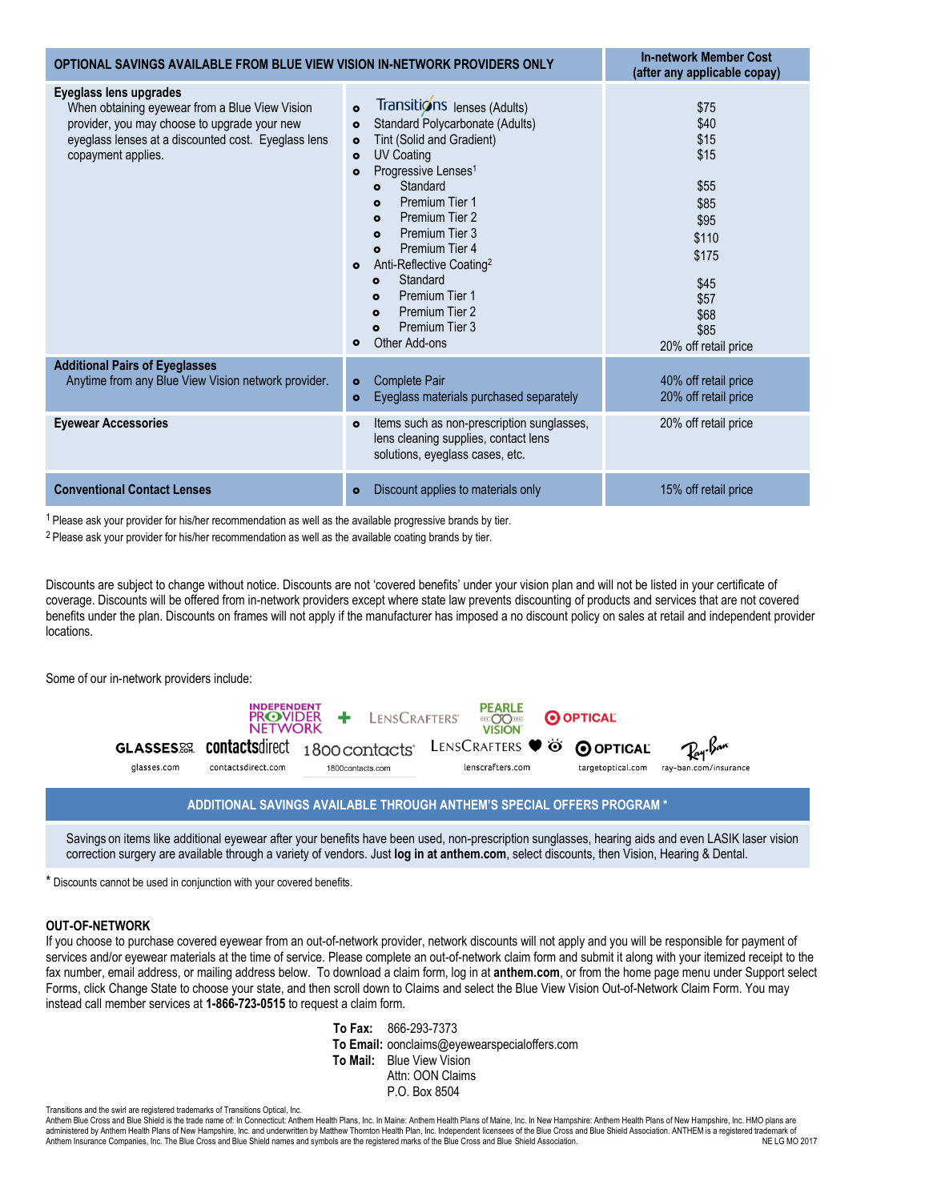| OPTIONAL SAVINGS AVAILABLE FROM BLUE VIEW VISION IN-NETWORK PROVIDERS ONLY | | In-network Member Cost (after any applicable copay) |
|---|---|---|
| **Eyeglass lens upgrades**<br>When obtaining eyewear from a Blue View Vision provider, you may choose to upgrade your new eyeglass lenses at a discounted cost. Eyeglass lens copayment applies. | Transitions lenses (Adults)<br>Standard Polycarbonate (Adults)<br>Tint (Solid and Gradient)<br>UV Coating<br>Progressive Lenses[1]<br>&nbsp;&nbsp;Standard<br>&nbsp;&nbsp;Premium Tier 1<br>&nbsp;&nbsp;Premium Tier 2<br>&nbsp;&nbsp;Premium Tier 3<br>&nbsp;&nbsp;Premium Tier 4<br>Anti-Reflective Coating[2]<br>&nbsp;&nbsp;Standard<br>&nbsp;&nbsp;Premium Tier 1<br>&nbsp;&nbsp;Premium Tier 2<br>&nbsp;&nbsp;Premium Tier 3<br>Other Add-ons | $75<br>$40<br>$15<br>$15<br><br>$55<br>$85<br>$95<br>$110<br>$175<br><br>$45<br>$57<br>$68<br>$85<br>20% off retail price |
| **Additional Pairs of Eyeglasses**<br>Anytime from any Blue View Vision network provider. | Complete Pair<br>Eyeglass materials purchased separately | 40% off retail price<br>20% off retail price |
| **Eyewear Accessories** | Items such as non-prescription sunglasses, lens cleaning supplies, contact lens solutions, eyeglass cases, etc. | 20% off retail price |
| **Conventional Contact Lenses** | Discount applies to materials only | 15% off retail price |

[1] Please ask your provider for his/her recommendation as well as the available progressive brands by tier.

[2] Please ask your provider for his/her recommendation as well as the available coating brands by tier.

Discounts are subject to change without notice. Discounts are not 'covered benefits' under your vision plan and will not be listed in your certificate of coverage. Discounts will be offered from in-network providers except where state law prevents discounting of products and services that are not covered benefits under the plan. Discounts on frames will not apply if the manufacturer has imposed a no discount policy on sales at retail and independent provider locations.

Some of our in-network providers include:

Independent Provider Network + LensCrafters, Pearle Vision, Target Optical

glasses.com, contactsdirect.com, 1800contacts.com, lenscrafters.com, targetoptical.com, ray-ban.com/insurance

## ADDITIONAL SAVINGS AVAILABLE THROUGH ANTHEM'S SPECIAL OFFERS PROGRAM *

Savings on items like additional eyewear after your benefits have been used, non-prescription sunglasses, hearing aids and even LASIK laser vision correction surgery are available through a variety of vendors. Just **log in at anthem.com**, select discounts, then Vision, Hearing & Dental.

\* Discounts cannot be used in conjunction with your covered benefits.

### OUT-OF-NETWORK

If you choose to purchase covered eyewear from an out-of-network provider, network discounts will not apply and you will be responsible for payment of services and/or eyewear materials at the time of service. Please complete an out-of-network claim form and submit it along with your itemized receipt to the fax number, email address, or mailing address below. To download a claim form, log in at **anthem.com**, or from the home page menu under Support select Forms, click Change State to choose your state, and then scroll down to Claims and select the Blue View Vision Out-of-Network Claim Form. You may instead call member services at **1-866-723-0515** to request a claim form.

**To Fax:** 866-293-7373
**To Email:** oonclaims@eyewearspecialoffers.com
**To Mail:** Blue View Vision
Attn: OON Claims
P.O. Box 8504

Transitions and the swirl are registered trademarks of Transitions Optical, Inc.
Anthem Blue Cross and Blue Shield is the trade name of: In Connecticut: Anthem Health Plans, Inc. In Maine: Anthem Health Plans of Maine, Inc. In New Hampshire: Anthem Health Plans of New Hampshire, Inc. HMO plans are administered by Anthem Health Plans of New Hampshire, Inc. and underwritten by Matthew Thornton Health Plan, Inc. Independent licensees of the Blue Cross and Blue Shield Association. ANTHEM is a registered trademark of Anthem Insurance Companies, Inc. The Blue Cross and Blue Shield names and symbols are the registered marks of the Blue Cross and Blue Shield Association. NE LG MO 2017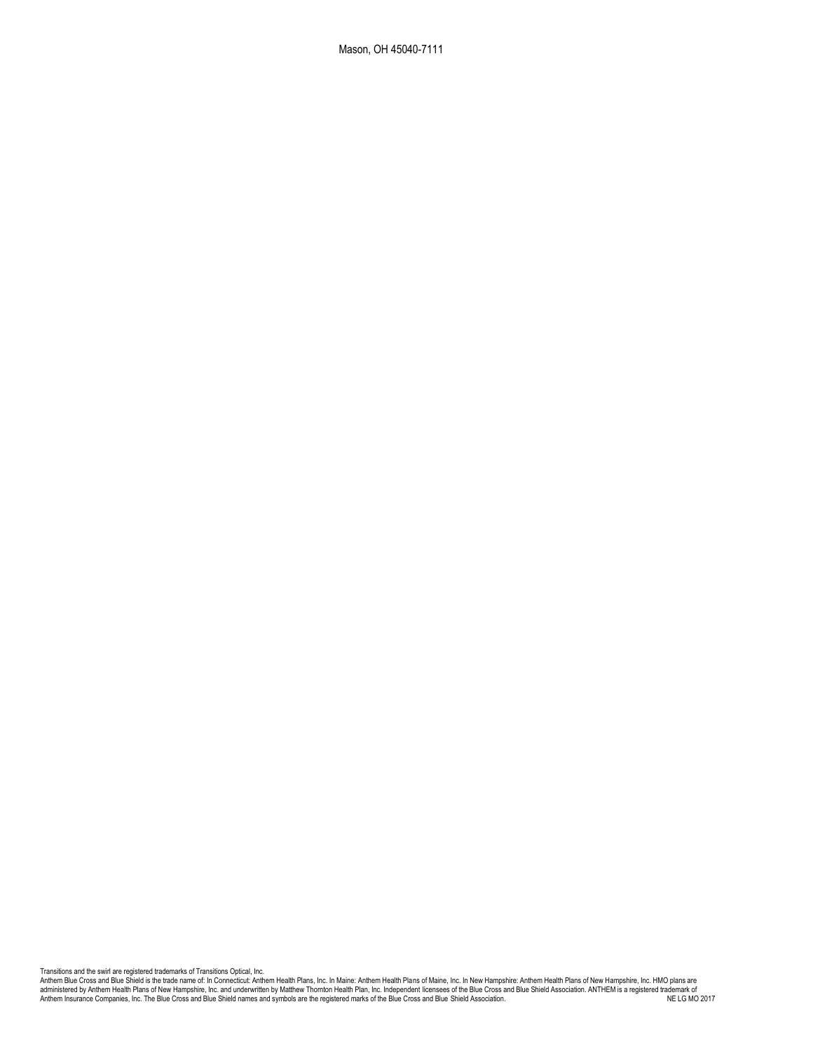Mason, OH 45040-7111

Transitions and the swirl are registered trademarks of Transitions Optical, Inc.
Anthem Blue Cross and Blue Shield is the trade name of: In Connecticut: Anthem Health Plans, Inc. In Maine: Anthem Health Plans of Maine, Inc. In New Hampshire: Anthem Health Plans of New Hampshire, Inc. HMO plans are administered by Anthem Health Plans of New Hampshire, Inc. and underwritten by Matthew Thornton Health Plan, Inc. Independent licensees of the Blue Cross and Blue Shield Association. ANTHEM is a registered trademark of Anthem Insurance Companies, Inc. The Blue Cross and Blue Shield names and symbols are the registered marks of the Blue Cross and Blue Shield Association.

NE LG MO 2017